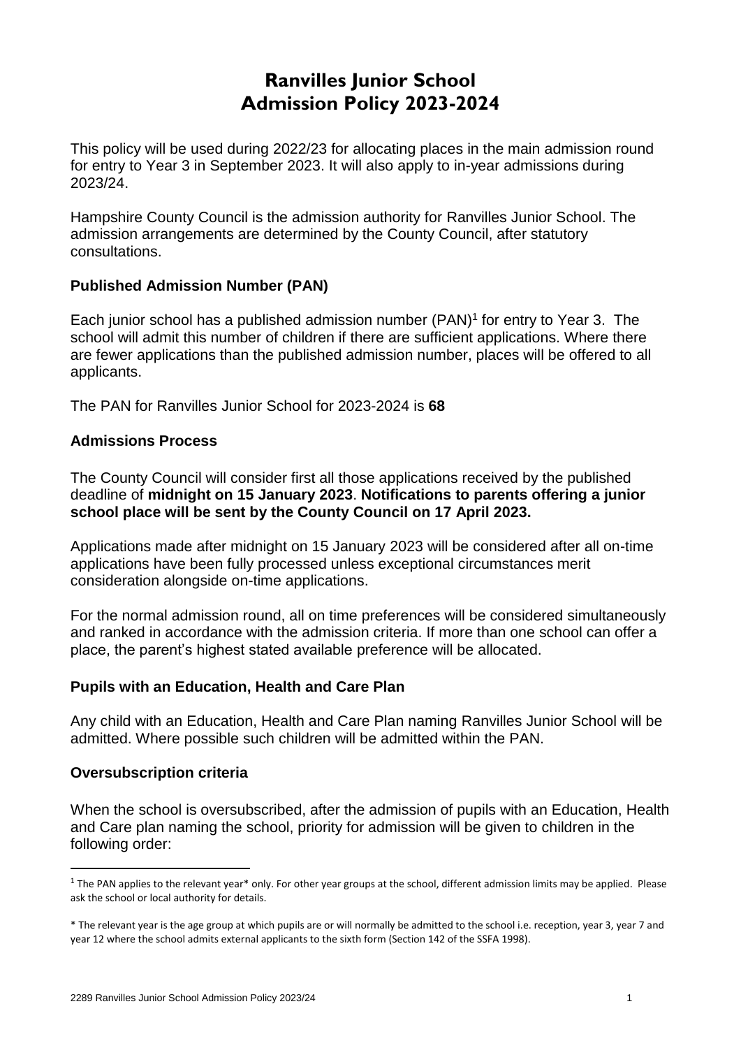# Ranvilles Junior School
# Admission Policy 2023-2024

This policy will be used during 2022/23 for allocating places in the main admission round for entry to Year 3 in September 2023. It will also apply to in-year admissions during 2023/24.

Hampshire County Council is the admission authority for Ranvilles Junior School. The admission arrangements are determined by the County Council, after statutory consultations.

### Published Admission Number (PAN)

Each junior school has a published admission number (PAN)[1] for entry to Year 3. The school will admit this number of children if there are sufficient applications. Where there are fewer applications than the published admission number, places will be offered to all applicants.

The PAN for Ranvilles Junior School for 2023-2024 is **68**

### Admissions Process

The County Council will consider first all those applications received by the published deadline of **midnight on 15 January 2023**. **Notifications to parents offering a junior school place will be sent by the County Council on 17 April 2023.**

Applications made after midnight on 15 January 2023 will be considered after all on-time applications have been fully processed unless exceptional circumstances merit consideration alongside on-time applications.

For the normal admission round, all on time preferences will be considered simultaneously and ranked in accordance with the admission criteria. If more than one school can offer a place, the parent's highest stated available preference will be allocated.

### Pupils with an Education, Health and Care Plan

Any child with an Education, Health and Care Plan naming Ranvilles Junior School will be admitted. Where possible such children will be admitted within the PAN.

### Oversubscription criteria

When the school is oversubscribed, after the admission of pupils with an Education, Health and Care plan naming the school, priority for admission will be given to children in the following order:

---

[1] The PAN applies to the relevant year* only. For other year groups at the school, different admission limits may be applied. Please ask the school or local authority for details.

* The relevant year is the age group at which pupils are or will normally be admitted to the school i.e. reception, year 3, year 7 and year 12 where the school admits external applicants to the sixth form (Section 142 of the SSFA 1998).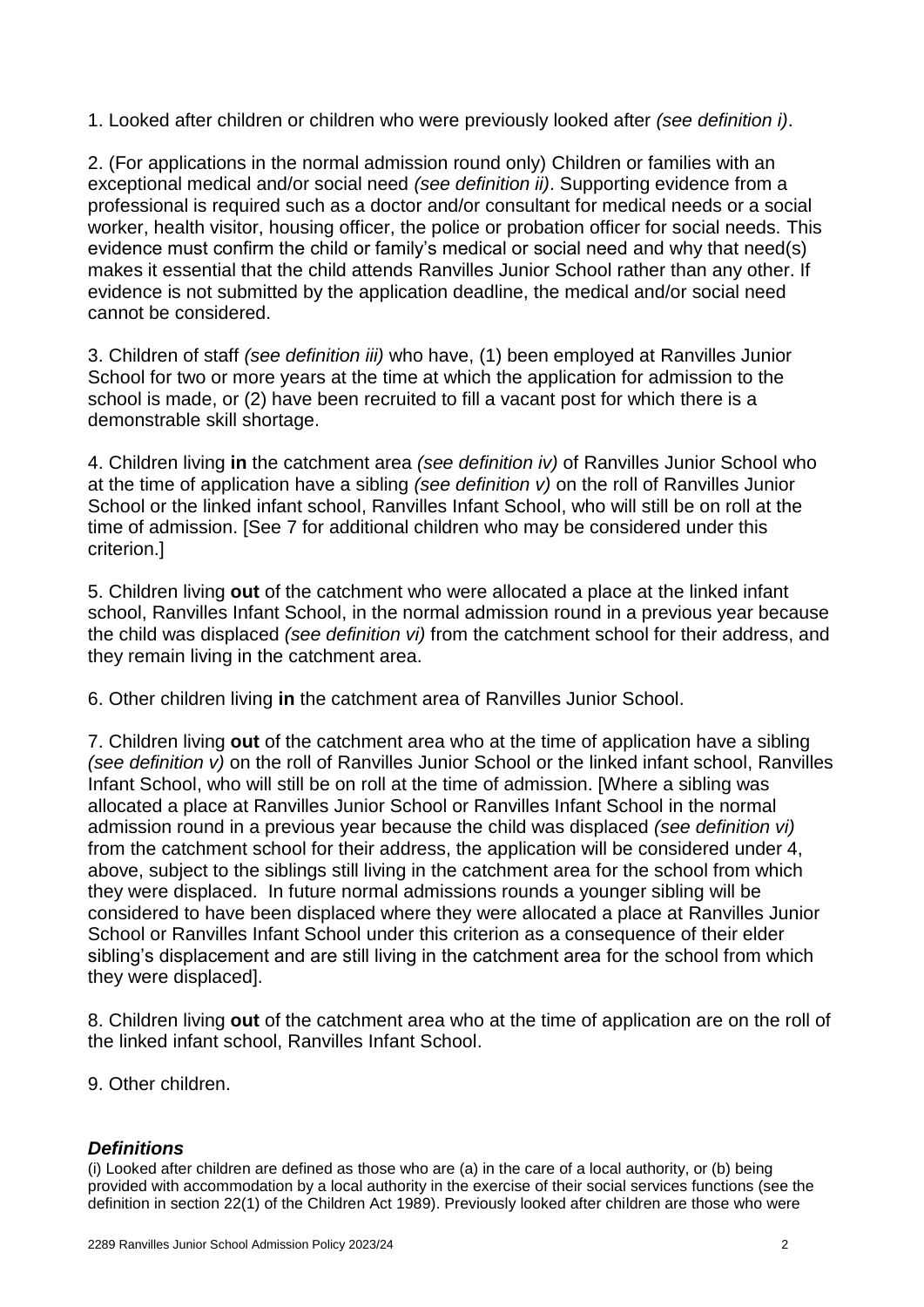1. Looked after children or children who were previously looked after *(see definition i)*.

2. (For applications in the normal admission round only) Children or families with an exceptional medical and/or social need *(see definition ii)*. Supporting evidence from a professional is required such as a doctor and/or consultant for medical needs or a social worker, health visitor, housing officer, the police or probation officer for social needs. This evidence must confirm the child or family's medical or social need and why that need(s) makes it essential that the child attends Ranvilles Junior School rather than any other. If evidence is not submitted by the application deadline, the medical and/or social need cannot be considered.

3. Children of staff *(see definition iii)* who have, (1) been employed at Ranvilles Junior School for two or more years at the time at which the application for admission to the school is made, or (2) have been recruited to fill a vacant post for which there is a demonstrable skill shortage.

4. Children living **in** the catchment area *(see definition iv)* of Ranvilles Junior School who at the time of application have a sibling *(see definition v)* on the roll of Ranvilles Junior School or the linked infant school, Ranvilles Infant School, who will still be on roll at the time of admission. [See 7 for additional children who may be considered under this criterion.]

5. Children living **out** of the catchment who were allocated a place at the linked infant school, Ranvilles Infant School, in the normal admission round in a previous year because the child was displaced *(see definition vi)* from the catchment school for their address, and they remain living in the catchment area.

6. Other children living **in** the catchment area of Ranvilles Junior School.

7. Children living **out** of the catchment area who at the time of application have a sibling *(see definition v)* on the roll of Ranvilles Junior School or the linked infant school, Ranvilles Infant School, who will still be on roll at the time of admission. [Where a sibling was allocated a place at Ranvilles Junior School or Ranvilles Infant School in the normal admission round in a previous year because the child was displaced *(see definition vi)* from the catchment school for their address, the application will be considered under 4, above, subject to the siblings still living in the catchment area for the school from which they were displaced. In future normal admissions rounds a younger sibling will be considered to have been displaced where they were allocated a place at Ranvilles Junior School or Ranvilles Infant School under this criterion as a consequence of their elder sibling's displacement and are still living in the catchment area for the school from which they were displaced].

8. Children living **out** of the catchment area who at the time of application are on the roll of the linked infant school, Ranvilles Infant School.

9. Other children.

### *Definitions*

(i) Looked after children are defined as those who are (a) in the care of a local authority, or (b) being provided with accommodation by a local authority in the exercise of their social services functions (see the definition in section 22(1) of the Children Act 1989). Previously looked after children are those who were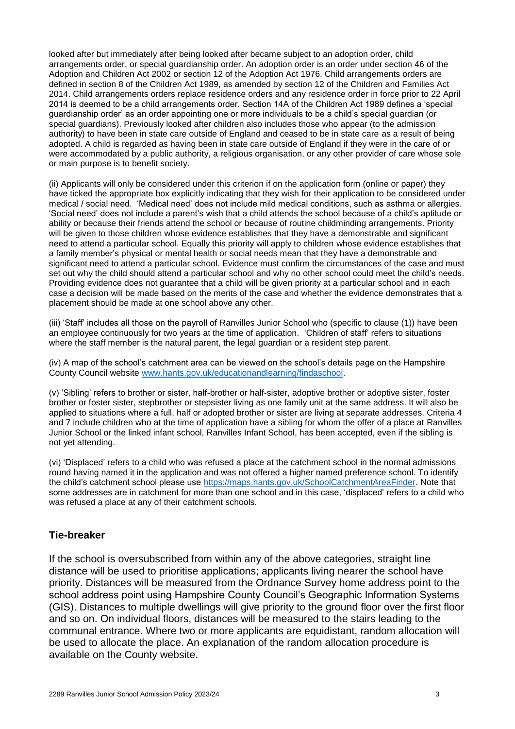looked after but immediately after being looked after became subject to an adoption order, child arrangements order, or special guardianship order. An adoption order is an order under section 46 of the Adoption and Children Act 2002 or section 12 of the Adoption Act 1976. Child arrangements orders are defined in section 8 of the Children Act 1989, as amended by section 12 of the Children and Families Act 2014. Child arrangements orders replace residence orders and any residence order in force prior to 22 April 2014 is deemed to be a child arrangements order. Section 14A of the Children Act 1989 defines a 'special guardianship order' as an order appointing one or more individuals to be a child's special guardian (or special guardians). Previously looked after children also includes those who appear (to the admission authority) to have been in state care outside of England and ceased to be in state care as a result of being adopted. A child is regarded as having been in state care outside of England if they were in the care of or were accommodated by a public authority, a religious organisation, or any other provider of care whose sole or main purpose is to benefit society.

(ii) Applicants will only be considered under this criterion if on the application form (online or paper) they have ticked the appropriate box explicitly indicating that they wish for their application to be considered under medical / social need. 'Medical need' does not include mild medical conditions, such as asthma or allergies. 'Social need' does not include a parent's wish that a child attends the school because of a child's aptitude or ability or because their friends attend the school or because of routine childminding arrangements. Priority will be given to those children whose evidence establishes that they have a demonstrable and significant need to attend a particular school. Equally this priority will apply to children whose evidence establishes that a family member's physical or mental health or social needs mean that they have a demonstrable and significant need to attend a particular school. Evidence must confirm the circumstances of the case and must set out why the child should attend a particular school and why no other school could meet the child's needs. Providing evidence does not guarantee that a child will be given priority at a particular school and in each case a decision will be made based on the merits of the case and whether the evidence demonstrates that a placement should be made at one school above any other.

(iii) 'Staff' includes all those on the payroll of Ranvilles Junior School who (specific to clause (1)) have been an employee continuously for two years at the time of application. 'Children of staff' refers to situations where the staff member is the natural parent, the legal guardian or a resident step parent.

(iv) A map of the school's catchment area can be viewed on the school's details page on the Hampshire County Council website [www.hants.gov.uk/educationandlearning/findaschool](www.hants.gov.uk/educationandlearning/findaschool).

(v) 'Sibling' refers to brother or sister, half-brother or half-sister, adoptive brother or adoptive sister, foster brother or foster sister, stepbrother or stepsister living as one family unit at the same address. It will also be applied to situations where a full, half or adopted brother or sister are living at separate addresses. Criteria 4 and 7 include children who at the time of application have a sibling for whom the offer of a place at Ranvilles Junior School or the linked infant school, Ranvilles Infant School, has been accepted, even if the sibling is not yet attending.

(vi) 'Displaced' refers to a child who was refused a place at the catchment school in the normal admissions round having named it in the application and was not offered a higher named preference school. To identify the child's catchment school please use [https://maps.hants.gov.uk/SchoolCatchmentAreaFinder](https://maps.hants.gov.uk/SchoolCatchmentAreaFinder). Note that some addresses are in catchment for more than one school and in this case, 'displaced' refers to a child who was refused a place at any of their catchment schools.

## Tie-breaker

If the school is oversubscribed from within any of the above categories, straight line distance will be used to prioritise applications; applicants living nearer the school have priority. Distances will be measured from the Ordnance Survey home address point to the school address point using Hampshire County Council's Geographic Information Systems (GIS). Distances to multiple dwellings will give priority to the ground floor over the first floor and so on. On individual floors, distances will be measured to the stairs leading to the communal entrance. Where two or more applicants are equidistant, random allocation will be used to allocate the place. An explanation of the random allocation procedure is available on the County website.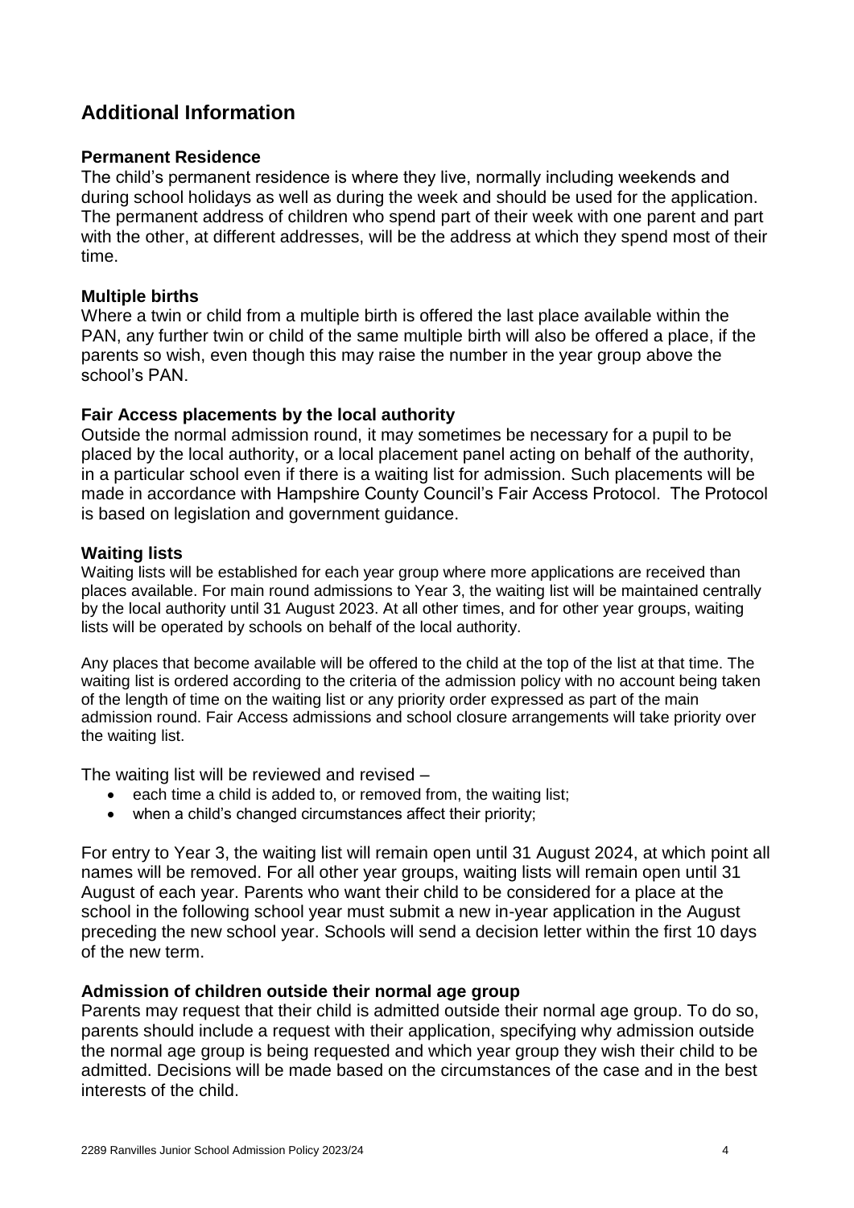## Additional Information

### Permanent Residence

The child's permanent residence is where they live, normally including weekends and during school holidays as well as during the week and should be used for the application. The permanent address of children who spend part of their week with one parent and part with the other, at different addresses, will be the address at which they spend most of their time.

### Multiple births

Where a twin or child from a multiple birth is offered the last place available within the PAN, any further twin or child of the same multiple birth will also be offered a place, if the parents so wish, even though this may raise the number in the year group above the school's PAN.

### Fair Access placements by the local authority

Outside the normal admission round, it may sometimes be necessary for a pupil to be placed by the local authority, or a local placement panel acting on behalf of the authority, in a particular school even if there is a waiting list for admission. Such placements will be made in accordance with Hampshire County Council's Fair Access Protocol. The Protocol is based on legislation and government guidance.

### Waiting lists

Waiting lists will be established for each year group where more applications are received than places available. For main round admissions to Year 3, the waiting list will be maintained centrally by the local authority until 31 August 2023. At all other times, and for other year groups, waiting lists will be operated by schools on behalf of the local authority.

Any places that become available will be offered to the child at the top of the list at that time. The waiting list is ordered according to the criteria of the admission policy with no account being taken of the length of time on the waiting list or any priority order expressed as part of the main admission round. Fair Access admissions and school closure arrangements will take priority over the waiting list.

The waiting list will be reviewed and revised –

- each time a child is added to, or removed from, the waiting list;
- when a child's changed circumstances affect their priority;

For entry to Year 3, the waiting list will remain open until 31 August 2024, at which point all names will be removed. For all other year groups, waiting lists will remain open until 31 August of each year. Parents who want their child to be considered for a place at the school in the following school year must submit a new in-year application in the August preceding the new school year. Schools will send a decision letter within the first 10 days of the new term.

### Admission of children outside their normal age group

Parents may request that their child is admitted outside their normal age group. To do so, parents should include a request with their application, specifying why admission outside the normal age group is being requested and which year group they wish their child to be admitted. Decisions will be made based on the circumstances of the case and in the best interests of the child.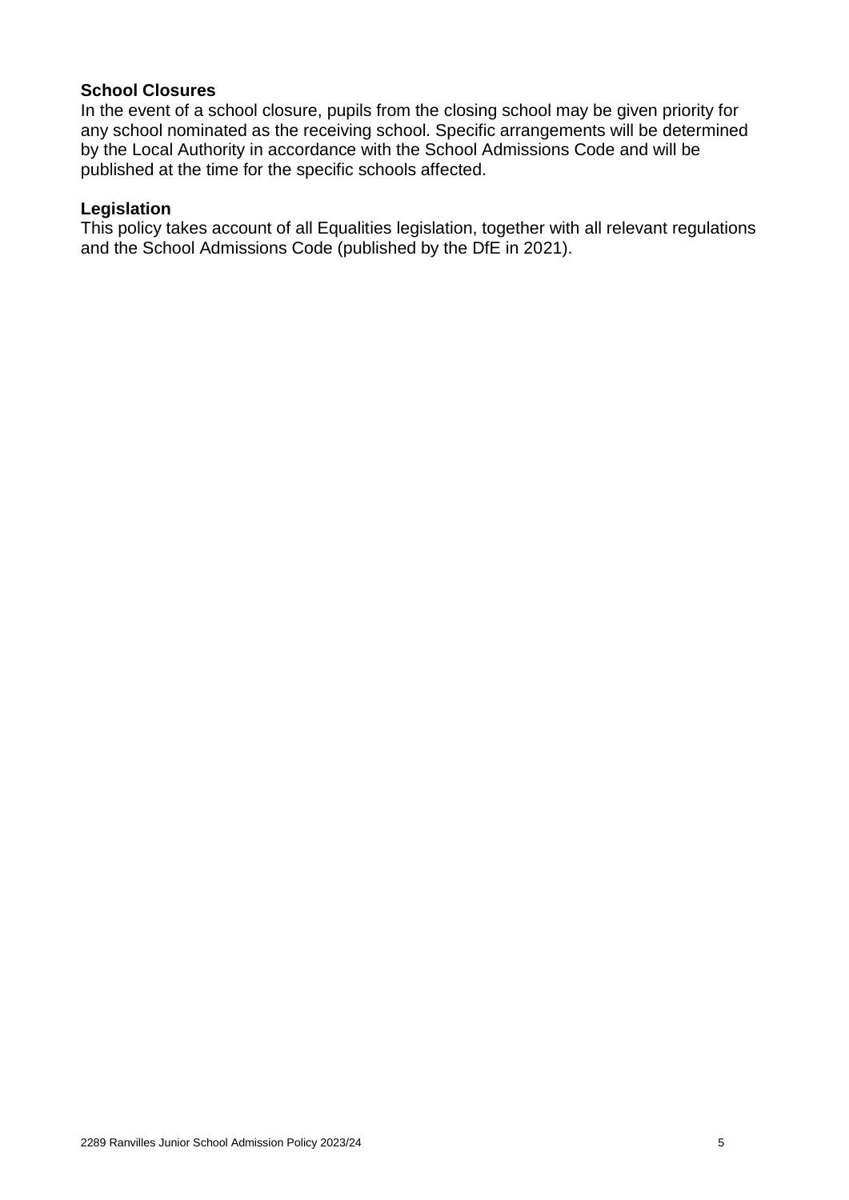**School Closures**

In the event of a school closure, pupils from the closing school may be given priority for any school nominated as the receiving school. Specific arrangements will be determined by the Local Authority in accordance with the School Admissions Code and will be published at the time for the specific schools affected.

**Legislation**

This policy takes account of all Equalities legislation, together with all relevant regulations and the School Admissions Code (published by the DfE in 2021).